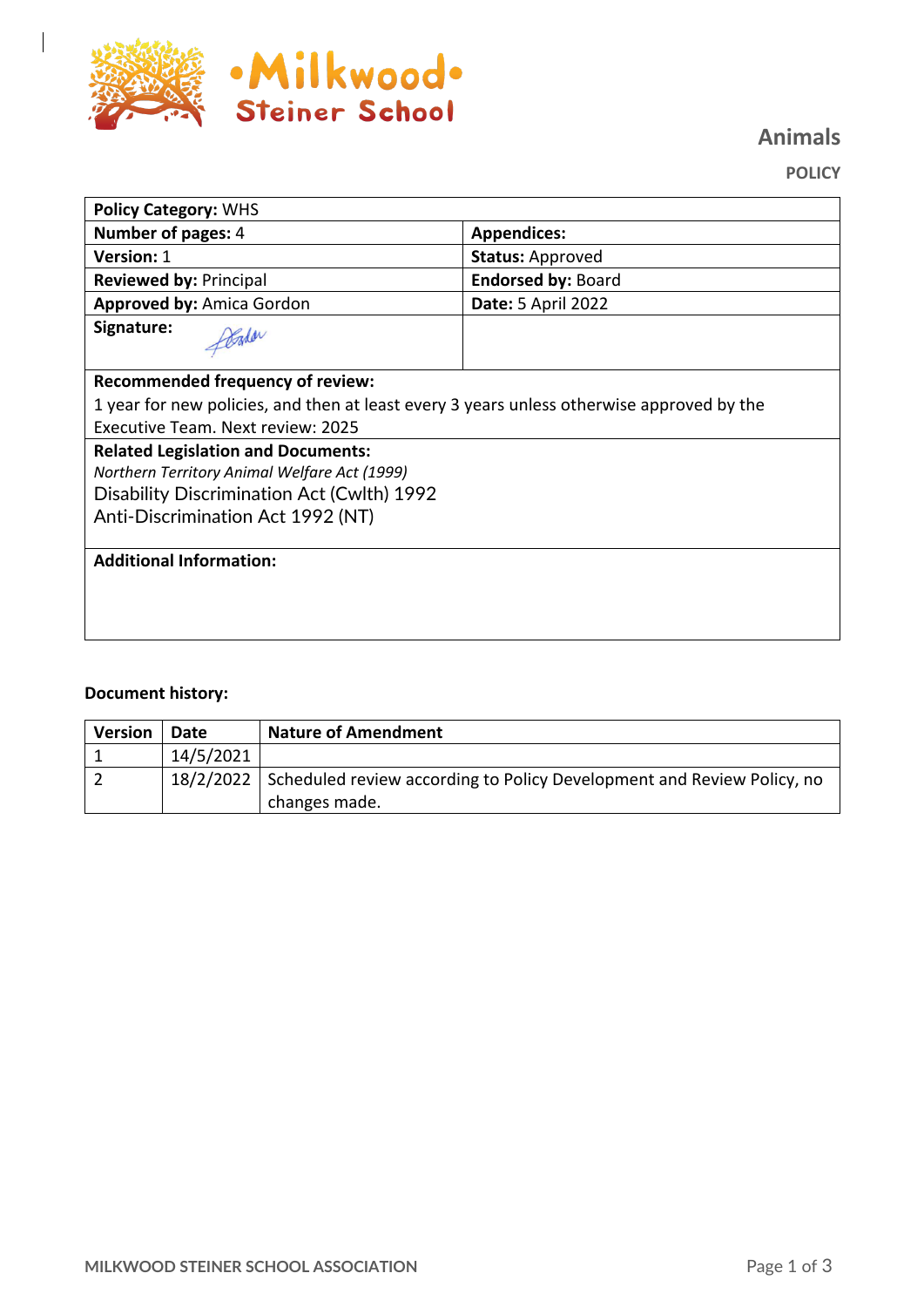Milkwood Steiner School

# Animals

**POLICY**

| **Policy Category:** WHS | |
|---|---|
| **Number of pages:** 4 | **Appendices:** |
| **Version:** 1 | **Status:** Approved |
| **Reviewed by:** Principal | **Endorsed by:** Board |
| **Approved by:** Amica Gordon | **Date:** 5 April 2022 |
| **Signature:** | |
| **Recommended frequency of review:** 1 year for new policies, and then at least every 3 years unless otherwise approved by the Executive Team. Next review: 2025 | |
| **Related Legislation and Documents:** *Northern Territory Animal Welfare Act (1999)* Disability Discrimination Act (Cwlth) 1992 Anti-Discrimination Act 1992 (NT) | |
| **Additional Information:** | |

**Document history:**

| Version | Date | Nature of Amendment |
|---|---|---|
| 1 | 14/5/2021 | |
| 2 | 18/2/2022 | Scheduled review according to Policy Development and Review Policy, no changes made. |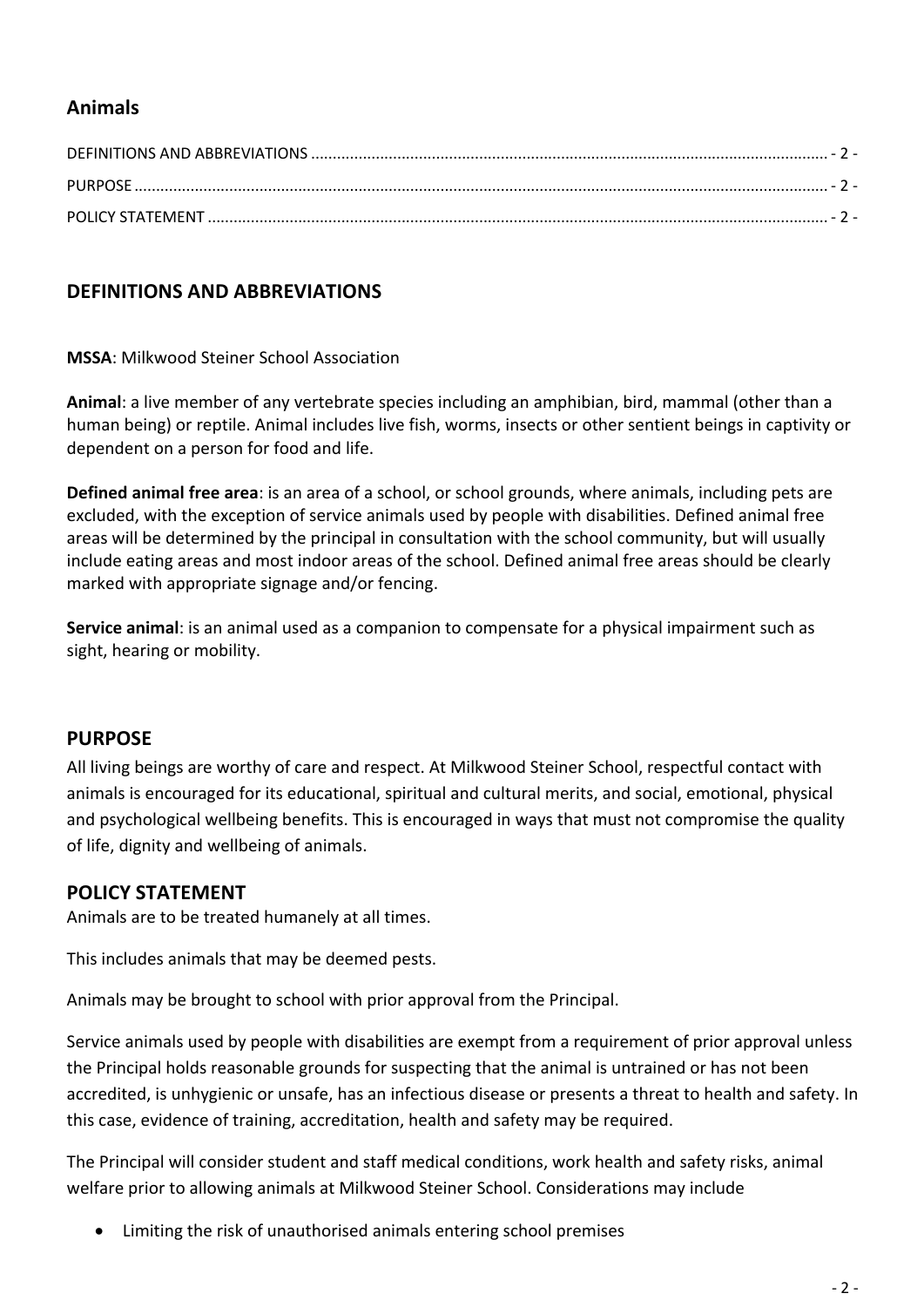## Animals

DEFINITIONS AND ABBREVIATIONS ........................................................................................................................ - 2 -
PURPOSE ................................................................................................................................................................ - 2 -
POLICY STATEMENT ............................................................................................................................................... - 2 -

## DEFINITIONS AND ABBREVIATIONS

**MSSA**: Milkwood Steiner School Association

**Animal**: a live member of any vertebrate species including an amphibian, bird, mammal (other than a human being) or reptile. Animal includes live fish, worms, insects or other sentient beings in captivity or dependent on a person for food and life.

**Defined animal free area**: is an area of a school, or school grounds, where animals, including pets are excluded, with the exception of service animals used by people with disabilities. Defined animal free areas will be determined by the principal in consultation with the school community, but will usually include eating areas and most indoor areas of the school. Defined animal free areas should be clearly marked with appropriate signage and/or fencing.

**Service animal**: is an animal used as a companion to compensate for a physical impairment such as sight, hearing or mobility.

## PURPOSE

All living beings are worthy of care and respect. At Milkwood Steiner School, respectful contact with animals is encouraged for its educational, spiritual and cultural merits, and social, emotional, physical and psychological wellbeing benefits. This is encouraged in ways that must not compromise the quality of life, dignity and wellbeing of animals.

## POLICY STATEMENT

Animals are to be treated humanely at all times.

This includes animals that may be deemed pests.

Animals may be brought to school with prior approval from the Principal.

Service animals used by people with disabilities are exempt from a requirement of prior approval unless the Principal holds reasonable grounds for suspecting that the animal is untrained or has not been accredited, is unhygienic or unsafe, has an infectious disease or presents a threat to health and safety. In this case, evidence of training, accreditation, health and safety may be required.

The Principal will consider student and staff medical conditions, work health and safety risks, animal welfare prior to allowing animals at Milkwood Steiner School. Considerations may include

- Limiting the risk of unauthorised animals entering school premises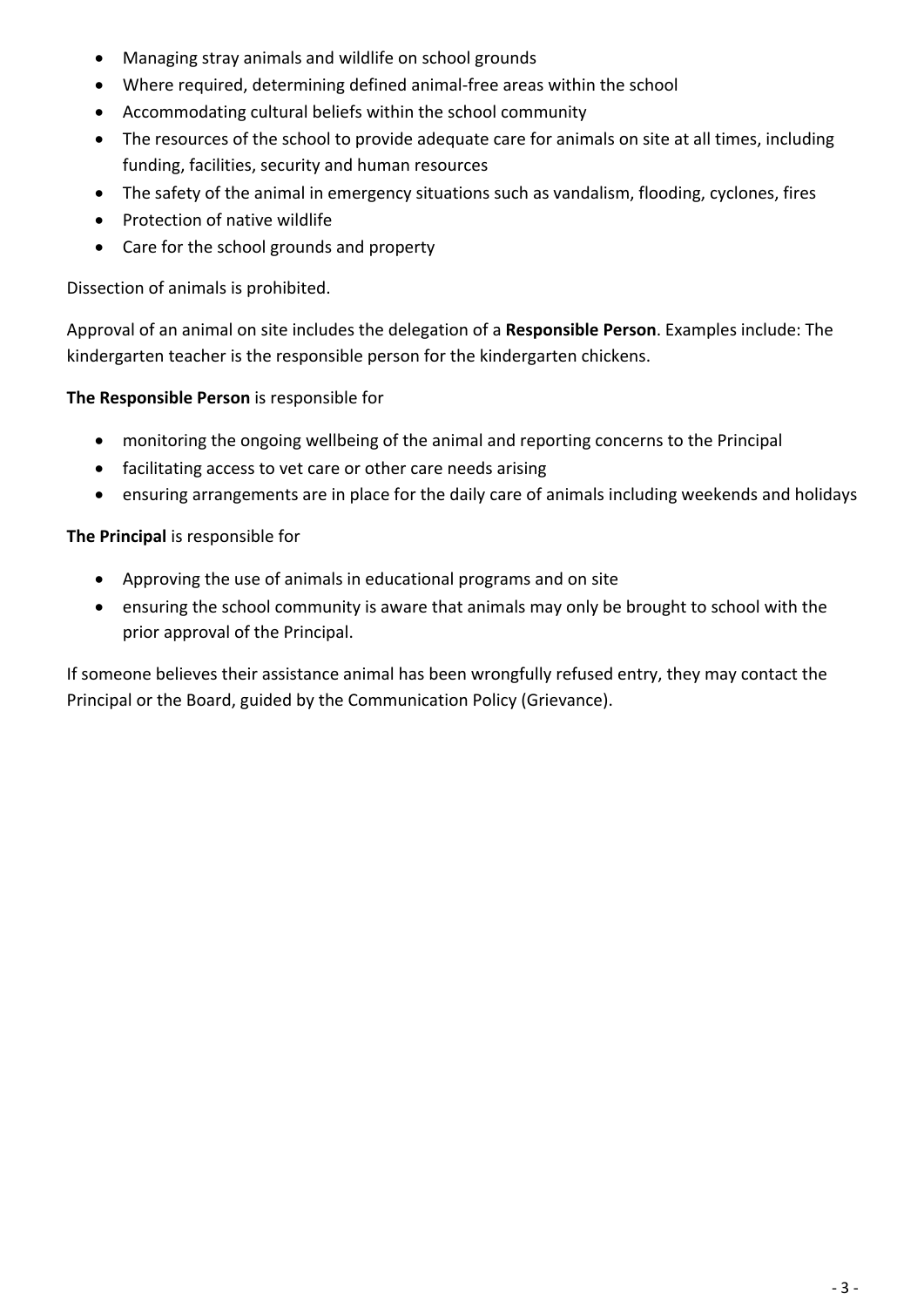- Managing stray animals and wildlife on school grounds
- Where required, determining defined animal-free areas within the school
- Accommodating cultural beliefs within the school community
- The resources of the school to provide adequate care for animals on site at all times, including funding, facilities, security and human resources
- The safety of the animal in emergency situations such as vandalism, flooding, cyclones, fires
- Protection of native wildlife
- Care for the school grounds and property

Dissection of animals is prohibited.

Approval of an animal on site includes the delegation of a **Responsible Person**. Examples include: The kindergarten teacher is the responsible person for the kindergarten chickens.

**The Responsible Person** is responsible for

- monitoring the ongoing wellbeing of the animal and reporting concerns to the Principal
- facilitating access to vet care or other care needs arising
- ensuring arrangements are in place for the daily care of animals including weekends and holidays

**The Principal** is responsible for

- Approving the use of animals in educational programs and on site
- ensuring the school community is aware that animals may only be brought to school with the prior approval of the Principal.

If someone believes their assistance animal has been wrongfully refused entry, they may contact the Principal or the Board, guided by the Communication Policy (Grievance).